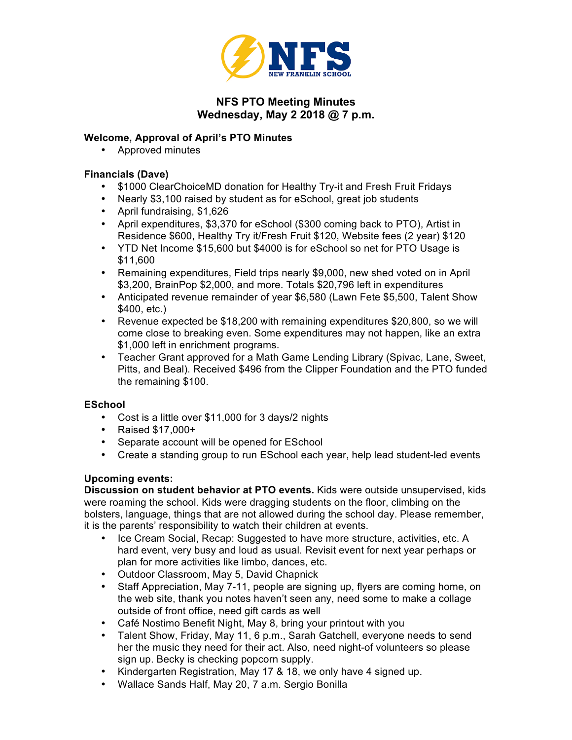# NFS PTO Meeting Minutes
## Wednesday, May 2 2018 @ 7 p.m.

### Welcome, Approval of April's PTO Minutes

- Approved minutes

### Financials (Dave)

- $1000 ClearChoiceMD donation for Healthy Try-it and Fresh Fruit Fridays
- Nearly $3,100 raised by student as for eSchool, great job students
- April fundraising, $1,626
- April expenditures, $3,370 for eSchool ($300 coming back to PTO), Artist in Residence $600, Healthy Try it/Fresh Fruit $120, Website fees (2 year) $120
- YTD Net Income $15,600 but $4000 is for eSchool so net for PTO Usage is $11,600
- Remaining expenditures, Field trips nearly $9,000, new shed voted on in April $3,200, BrainPop $2,000, and more. Totals $20,796 left in expenditures
- Anticipated revenue remainder of year $6,580 (Lawn Fete $5,500, Talent Show $400, etc.)
- Revenue expected be $18,200 with remaining expenditures $20,800, so we will come close to breaking even. Some expenditures may not happen, like an extra $1,000 left in enrichment programs.
- Teacher Grant approved for a Math Game Lending Library (Spivac, Lane, Sweet, Pitts, and Beal). Received $496 from the Clipper Foundation and the PTO funded the remaining $100.

### ESchool

- Cost is a little over $11,000 for 3 days/2 nights
- Raised $17,000+
- Separate account will be opened for ESchool
- Create a standing group to run ESchool each year, help lead student-led events

### Upcoming events:

**Discussion on student behavior at PTO events.** Kids were outside unsupervised, kids were roaming the school. Kids were dragging students on the floor, climbing on the bolsters, language, things that are not allowed during the school day. Please remember, it is the parents' responsibility to watch their children at events.

- Ice Cream Social, Recap: Suggested to have more structure, activities, etc. A hard event, very busy and loud as usual. Revisit event for next year perhaps or plan for more activities like limbo, dances, etc.
- Outdoor Classroom, May 5, David Chapnick
- Staff Appreciation, May 7-11, people are signing up, flyers are coming home, on the web site, thank you notes haven't seen any, need some to make a collage outside of front office, need gift cards as well
- Café Nostimo Benefit Night, May 8, bring your printout with you
- Talent Show, Friday, May 11, 6 p.m., Sarah Gatchell, everyone needs to send her the music they need for their act. Also, need night-of volunteers so please sign up. Becky is checking popcorn supply.
- Kindergarten Registration, May 17 & 18, we only have 4 signed up.
- Wallace Sands Half, May 20, 7 a.m. Sergio Bonilla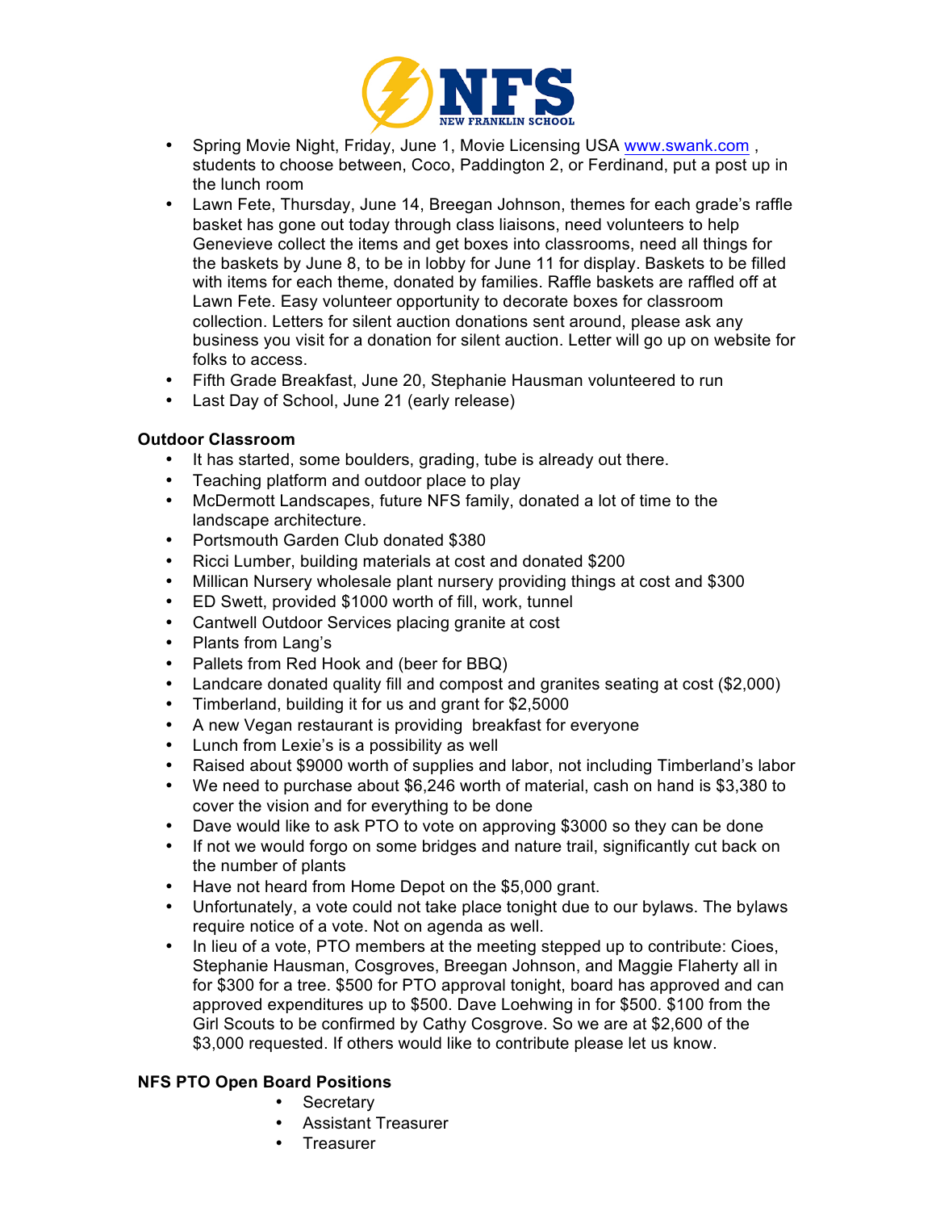- Spring Movie Night, Friday, June 1, Movie Licensing USA www.swank.com , students to choose between, Coco, Paddington 2, or Ferdinand, put a post up in the lunch room
- Lawn Fete, Thursday, June 14, Breegan Johnson, themes for each grade's raffle basket has gone out today through class liaisons, need volunteers to help Genevieve collect the items and get boxes into classrooms, need all things for the baskets by June 8, to be in lobby for June 11 for display. Baskets to be filled with items for each theme, donated by families. Raffle baskets are raffled off at Lawn Fete. Easy volunteer opportunity to decorate boxes for classroom collection. Letters for silent auction donations sent around, please ask any business you visit for a donation for silent auction. Letter will go up on website for folks to access.
- Fifth Grade Breakfast, June 20, Stephanie Hausman volunteered to run
- Last Day of School, June 21 (early release)

**Outdoor Classroom**

- It has started, some boulders, grading, tube is already out there.
- Teaching platform and outdoor place to play
- McDermott Landscapes, future NFS family, donated a lot of time to the landscape architecture.
- Portsmouth Garden Club donated $380
- Ricci Lumber, building materials at cost and donated $200
- Millican Nursery wholesale plant nursery providing things at cost and $300
- ED Swett, provided $1000 worth of fill, work, tunnel
- Cantwell Outdoor Services placing granite at cost
- Plants from Lang's
- Pallets from Red Hook and (beer for BBQ)
- Landcare donated quality fill and compost and granites seating at cost ($2,000)
- Timberland, building it for us and grant for $2,5000
- A new Vegan restaurant is providing breakfast for everyone
- Lunch from Lexie's is a possibility as well
- Raised about $9000 worth of supplies and labor, not including Timberland's labor
- We need to purchase about $6,246 worth of material, cash on hand is $3,380 to cover the vision and for everything to be done
- Dave would like to ask PTO to vote on approving $3000 so they can be done
- If not we would forgo on some bridges and nature trail, significantly cut back on the number of plants
- Have not heard from Home Depot on the $5,000 grant.
- Unfortunately, a vote could not take place tonight due to our bylaws. The bylaws require notice of a vote. Not on agenda as well.
- In lieu of a vote, PTO members at the meeting stepped up to contribute: Cioes, Stephanie Hausman, Cosgroves, Breegan Johnson, and Maggie Flaherty all in for $300 for a tree. $500 for PTO approval tonight, board has approved and can approved expenditures up to $500. Dave Loehwing in for $500. $100 from the Girl Scouts to be confirmed by Cathy Cosgrove. So we are at $2,600 of the $3,000 requested. If others would like to contribute please let us know.

**NFS PTO Open Board Positions**

- Secretary
- Assistant Treasurer
- Treasurer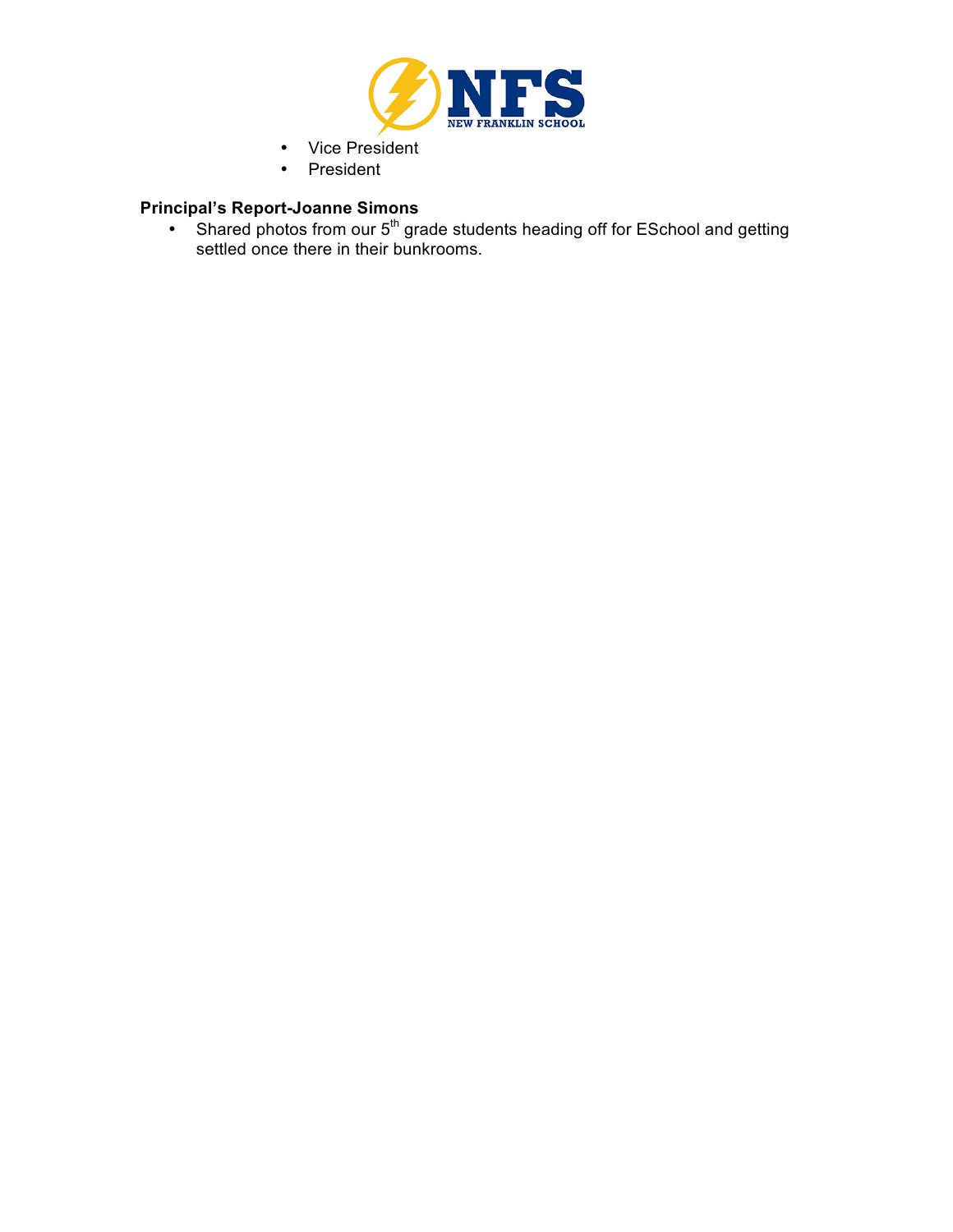- Vice President
- President

**Principal's Report-Joanne Simons**

- Shared photos from our 5th grade students heading off for ESchool and getting settled once there in their bunkrooms.